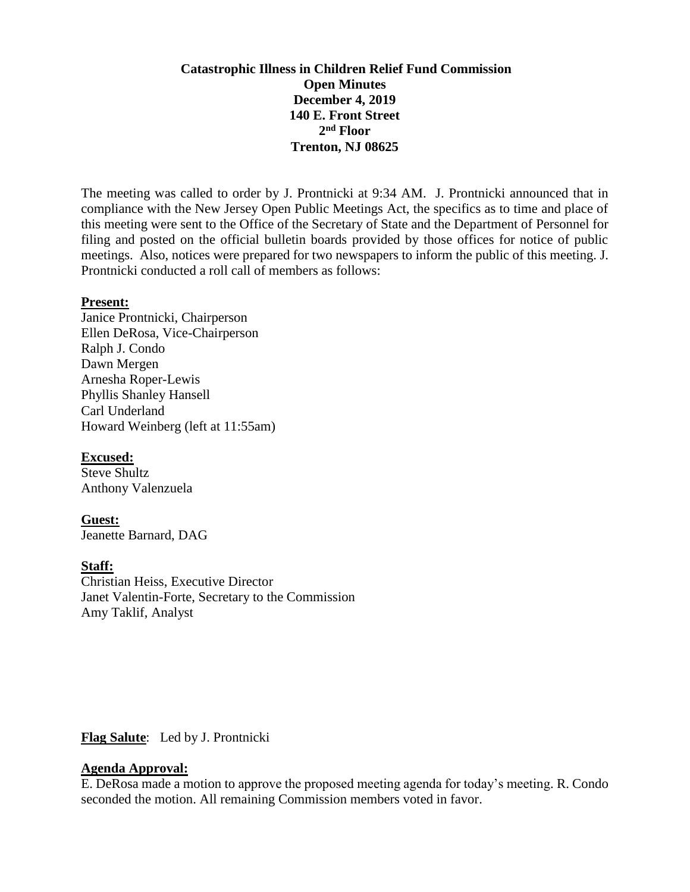**Catastrophic Illness in Children Relief Fund Commission**
**Open Minutes**
**December 4, 2019**
**140 E. Front Street**
**2nd Floor**
**Trenton, NJ 08625**

The meeting was called to order by J. Prontnicki at 9:34 AM. J. Prontnicki announced that in compliance with the New Jersey Open Public Meetings Act, the specifics as to time and place of this meeting were sent to the Office of the Secretary of State and the Department of Personnel for filing and posted on the official bulletin boards provided by those offices for notice of public meetings. Also, notices were prepared for two newspapers to inform the public of this meeting. J. Prontnicki conducted a roll call of members as follows:

**Present:**
Janice Prontnicki, Chairperson
Ellen DeRosa, Vice-Chairperson
Ralph J. Condo
Dawn Mergen
Arnesha Roper-Lewis
Phyllis Shanley Hansell
Carl Underland
Howard Weinberg (left at 11:55am)

**Excused:**
Steve Shultz
Anthony Valenzuela

**Guest:**
Jeanette Barnard, DAG

**Staff:**
Christian Heiss, Executive Director
Janet Valentin-Forte, Secretary to the Commission
Amy Taklif, Analyst

**Flag Salute**: Led by J. Prontnicki

**Agenda Approval:**
E. DeRosa made a motion to approve the proposed meeting agenda for today's meeting. R. Condo seconded the motion. All remaining Commission members voted in favor.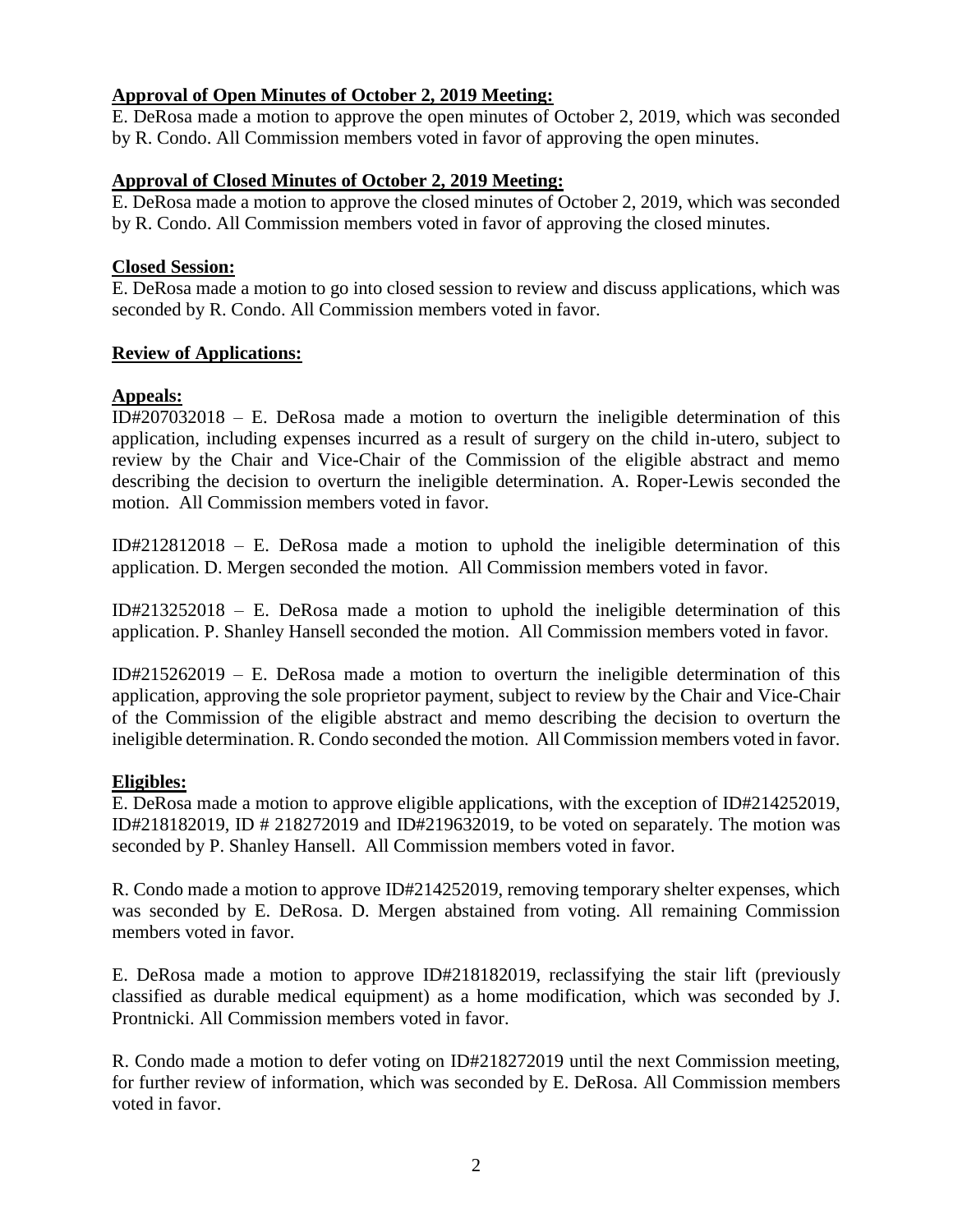**Approval of Open Minutes of October 2, 2019 Meeting:**
E. DeRosa made a motion to approve the open minutes of October 2, 2019, which was seconded by R. Condo. All Commission members voted in favor of approving the open minutes.

**Approval of Closed Minutes of October 2, 2019 Meeting:**
E. DeRosa made a motion to approve the closed minutes of October 2, 2019, which was seconded by R. Condo. All Commission members voted in favor of approving the closed minutes.

**Closed Session:**
E. DeRosa made a motion to go into closed session to review and discuss applications, which was seconded by R. Condo. All Commission members voted in favor.

**Review of Applications:**

**Appeals:**
ID#207032018 – E. DeRosa made a motion to overturn the ineligible determination of this application, including expenses incurred as a result of surgery on the child in-utero, subject to review by the Chair and Vice-Chair of the Commission of the eligible abstract and memo describing the decision to overturn the ineligible determination. A. Roper-Lewis seconded the motion. All Commission members voted in favor.

ID#212812018 – E. DeRosa made a motion to uphold the ineligible determination of this application. D. Mergen seconded the motion. All Commission members voted in favor.

ID#213252018 – E. DeRosa made a motion to uphold the ineligible determination of this application. P. Shanley Hansell seconded the motion. All Commission members voted in favor.

ID#215262019 – E. DeRosa made a motion to overturn the ineligible determination of this application, approving the sole proprietor payment, subject to review by the Chair and Vice-Chair of the Commission of the eligible abstract and memo describing the decision to overturn the ineligible determination. R. Condo seconded the motion. All Commission members voted in favor.

**Eligibles:**
E. DeRosa made a motion to approve eligible applications, with the exception of ID#214252019, ID#218182019, ID # 218272019 and ID#219632019, to be voted on separately. The motion was seconded by P. Shanley Hansell. All Commission members voted in favor.

R. Condo made a motion to approve ID#214252019, removing temporary shelter expenses, which was seconded by E. DeRosa. D. Mergen abstained from voting. All remaining Commission members voted in favor.

E. DeRosa made a motion to approve ID#218182019, reclassifying the stair lift (previously classified as durable medical equipment) as a home modification, which was seconded by J. Prontnicki. All Commission members voted in favor.

R. Condo made a motion to defer voting on ID#218272019 until the next Commission meeting, for further review of information, which was seconded by E. DeRosa. All Commission members voted in favor.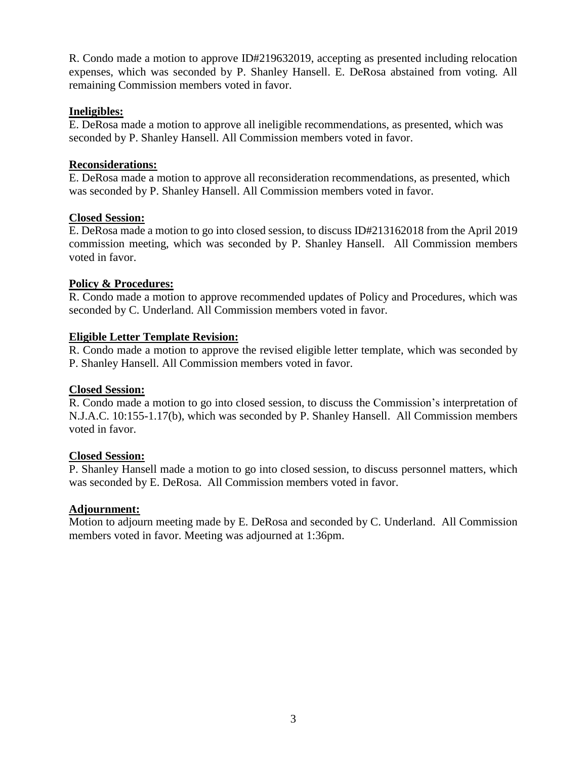R. Condo made a motion to approve ID#219632019, accepting as presented including relocation expenses, which was seconded by P. Shanley Hansell. E. DeRosa abstained from voting. All remaining Commission members voted in favor.

**Ineligibles:**

E. DeRosa made a motion to approve all ineligible recommendations, as presented, which was seconded by P. Shanley Hansell. All Commission members voted in favor.

**Reconsiderations:**

E. DeRosa made a motion to approve all reconsideration recommendations, as presented, which was seconded by P. Shanley Hansell. All Commission members voted in favor.

**Closed Session:**

E. DeRosa made a motion to go into closed session, to discuss ID#213162018 from the April 2019 commission meeting, which was seconded by P. Shanley Hansell. All Commission members voted in favor.

**Policy & Procedures:**

R. Condo made a motion to approve recommended updates of Policy and Procedures, which was seconded by C. Underland. All Commission members voted in favor.

**Eligible Letter Template Revision:**

R. Condo made a motion to approve the revised eligible letter template, which was seconded by P. Shanley Hansell. All Commission members voted in favor.

**Closed Session:**

R. Condo made a motion to go into closed session, to discuss the Commission's interpretation of N.J.A.C. 10:155-1.17(b), which was seconded by P. Shanley Hansell. All Commission members voted in favor.

**Closed Session:**

P. Shanley Hansell made a motion to go into closed session, to discuss personnel matters, which was seconded by E. DeRosa. All Commission members voted in favor.

**Adjournment:**

Motion to adjourn meeting made by E. DeRosa and seconded by C. Underland. All Commission members voted in favor. Meeting was adjourned at 1:36pm.